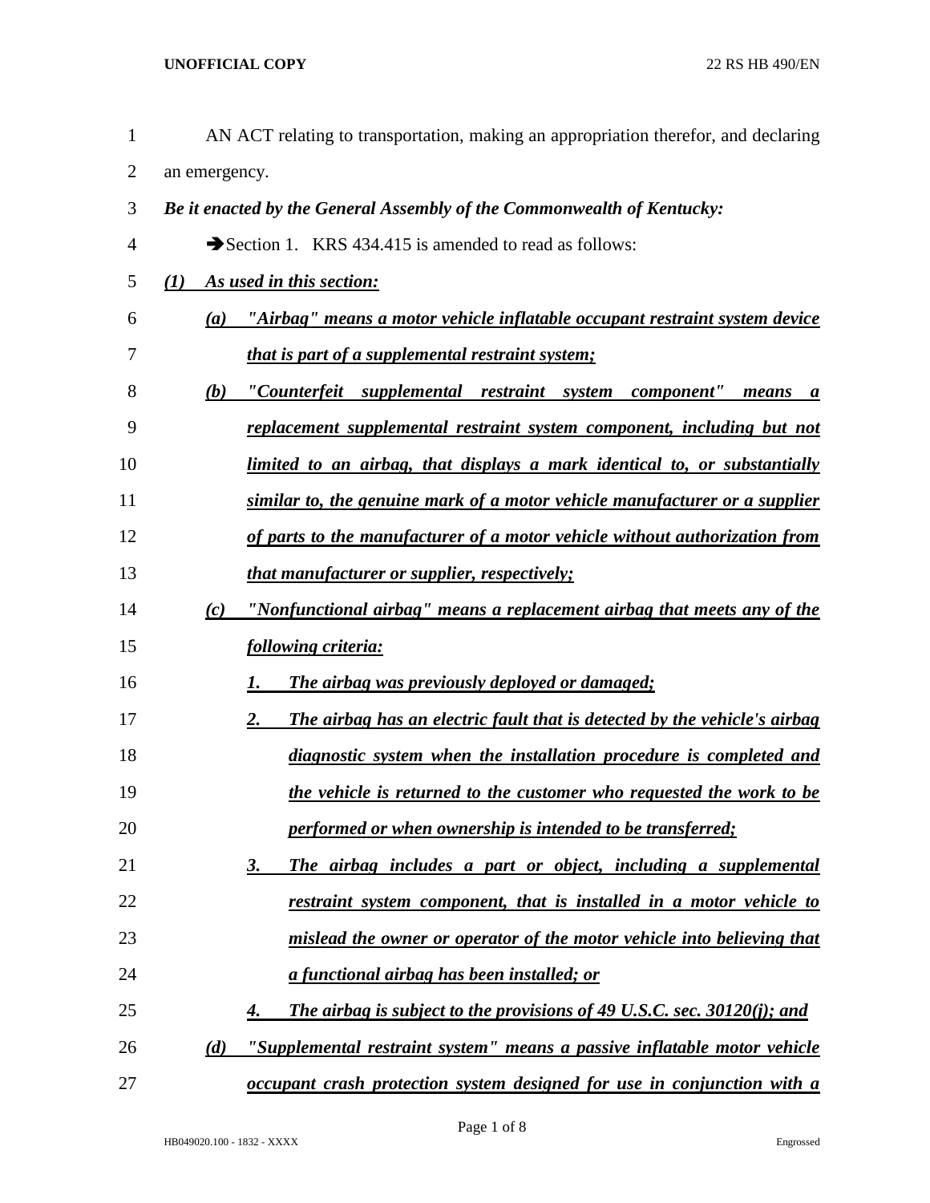AN ACT relating to transportation, making an appropriation therefor, and declaring an emergency.

***Be it enacted by the General Assembly of the Commonwealth of Kentucky:***

➔Section 1. KRS 434.415 is amended to read as follows:

***(1) As used in this section:***

***(a) "Airbag" means a motor vehicle inflatable occupant restraint system device that is part of a supplemental restraint system;***

***(b) "Counterfeit supplemental restraint system component" means a replacement supplemental restraint system component, including but not limited to an airbag, that displays a mark identical to, or substantially similar to, the genuine mark of a motor vehicle manufacturer or a supplier of parts to the manufacturer of a motor vehicle without authorization from that manufacturer or supplier, respectively;***

***(c) "Nonfunctional airbag" means a replacement airbag that meets any of the following criteria:***

***1. The airbag was previously deployed or damaged;***

***2. The airbag has an electric fault that is detected by the vehicle's airbag diagnostic system when the installation procedure is completed and the vehicle is returned to the customer who requested the work to be performed or when ownership is intended to be transferred;***

***3. The airbag includes a part or object, including a supplemental restraint system component, that is installed in a motor vehicle to mislead the owner or operator of the motor vehicle into believing that a functional airbag has been installed; or***

***4. The airbag is subject to the provisions of 49 U.S.C. sec. 30120(j); and***

***(d) "Supplemental restraint system" means a passive inflatable motor vehicle occupant crash protection system designed for use in conjunction with a***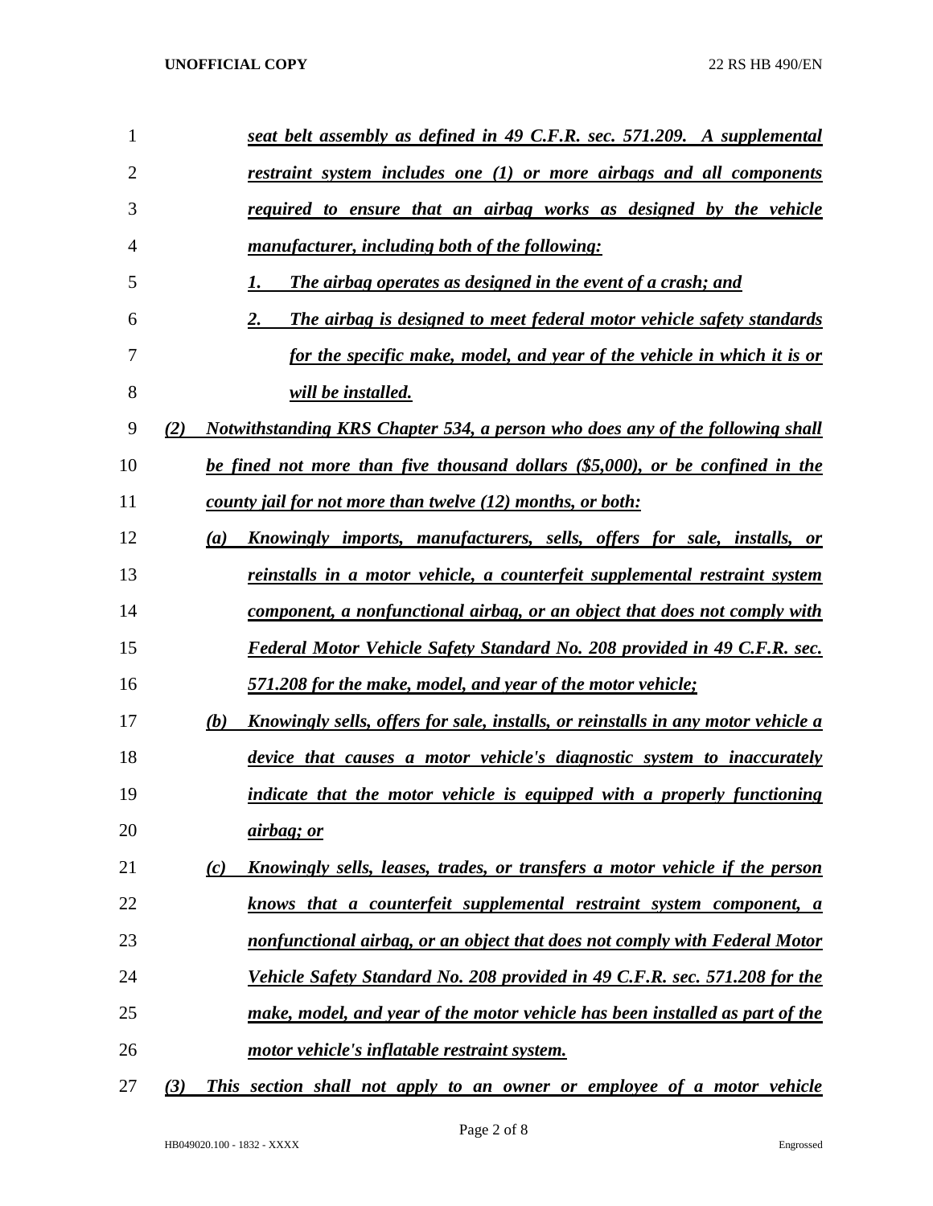*seat belt assembly as defined in 49 C.F.R. sec. 571.209. A supplemental restraint system includes one (1) or more airbags and all components required to ensure that an airbag works as designed by the vehicle manufacturer, including both of the following:*

*1. The airbag operates as designed in the event of a crash; and*

*2. The airbag is designed to meet federal motor vehicle safety standards for the specific make, model, and year of the vehicle in which it is or will be installed.*

*(2) Notwithstanding KRS Chapter 534, a person who does any of the following shall be fined not more than five thousand dollars ($5,000), or be confined in the county jail for not more than twelve (12) months, or both:*

*(a) Knowingly imports, manufacturers, sells, offers for sale, installs, or reinstalls in a motor vehicle, a counterfeit supplemental restraint system component, a nonfunctional airbag, or an object that does not comply with Federal Motor Vehicle Safety Standard No. 208 provided in 49 C.F.R. sec. 571.208 for the make, model, and year of the motor vehicle;*

*(b) Knowingly sells, offers for sale, installs, or reinstalls in any motor vehicle a device that causes a motor vehicle's diagnostic system to inaccurately indicate that the motor vehicle is equipped with a properly functioning airbag; or*

*(c) Knowingly sells, leases, trades, or transfers a motor vehicle if the person knows that a counterfeit supplemental restraint system component, a nonfunctional airbag, or an object that does not comply with Federal Motor Vehicle Safety Standard No. 208 provided in 49 C.F.R. sec. 571.208 for the make, model, and year of the motor vehicle has been installed as part of the motor vehicle's inflatable restraint system.*

*(3) This section shall not apply to an owner or employee of a motor vehicle*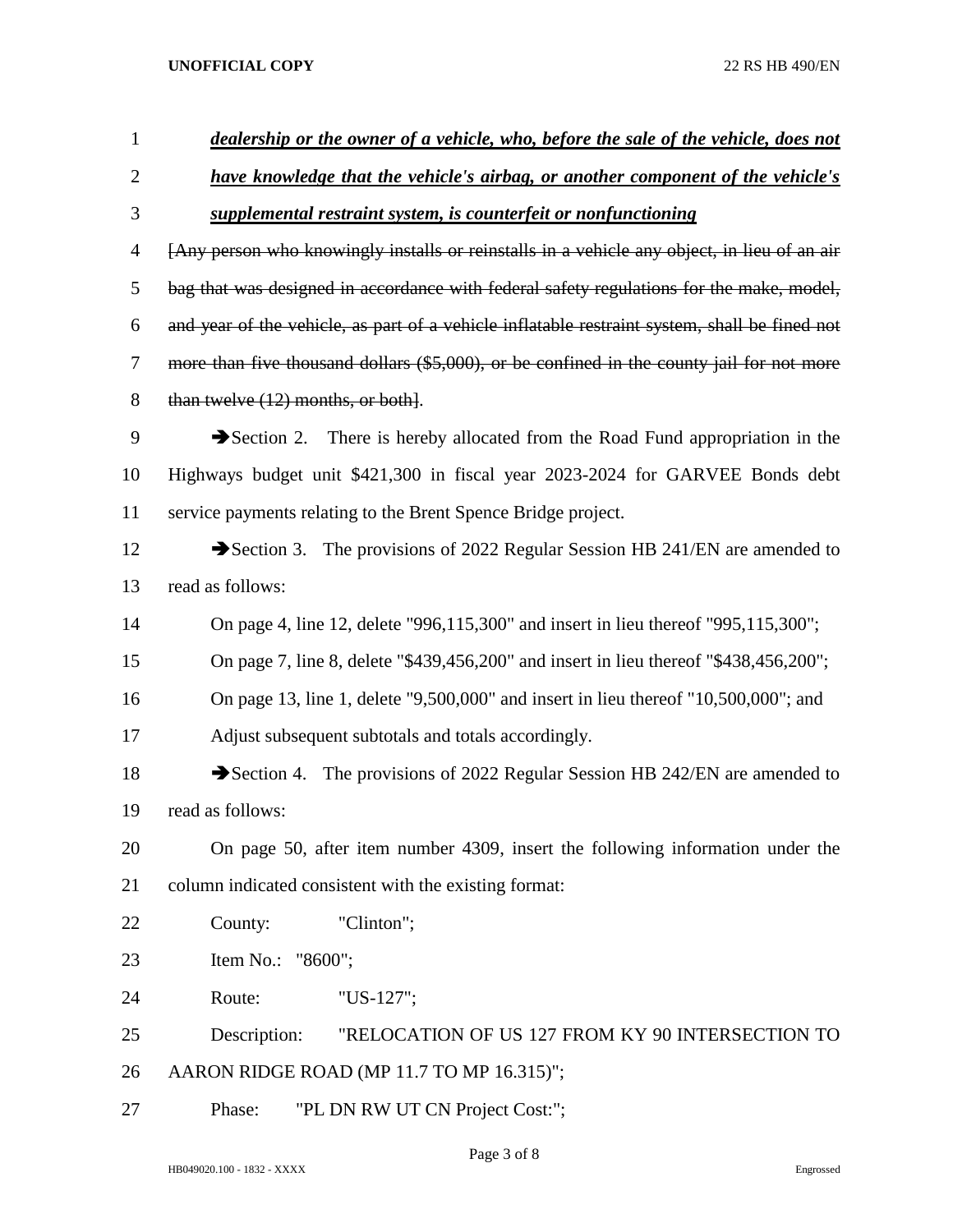***dealership or the owner of a vehicle, who, before the sale of the vehicle, does not have knowledge that the vehicle's airbag, or another component of the vehicle's supplemental restraint system, is counterfeit or nonfunctioning***

[~~Any person who knowingly installs or reinstalls in a vehicle any object, in lieu of an air bag that was designed in accordance with federal safety regulations for the make, model, and year of the vehicle, as part of a vehicle inflatable restraint system, shall be fined not more than five thousand dollars ($5,000), or be confined in the county jail for not more than twelve (12) months, or both~~].

➔Section 2. There is hereby allocated from the Road Fund appropriation in the Highways budget unit $421,300 in fiscal year 2023-2024 for GARVEE Bonds debt service payments relating to the Brent Spence Bridge project.

➔Section 3. The provisions of 2022 Regular Session HB 241/EN are amended to read as follows:

On page 4, line 12, delete "996,115,300" and insert in lieu thereof "995,115,300";

On page 7, line 8, delete "$439,456,200" and insert in lieu thereof "$438,456,200";

On page 13, line 1, delete "9,500,000" and insert in lieu thereof "10,500,000"; and

Adjust subsequent subtotals and totals accordingly.

➔Section 4. The provisions of 2022 Regular Session HB 242/EN are amended to read as follows:

On page 50, after item number 4309, insert the following information under the column indicated consistent with the existing format:

County: "Clinton";

Item No.: "8600";

Route: "US-127";

Description: "RELOCATION OF US 127 FROM KY 90 INTERSECTION TO AARON RIDGE ROAD (MP 11.7 TO MP 16.315)";

Phase: "PL DN RW UT CN Project Cost:";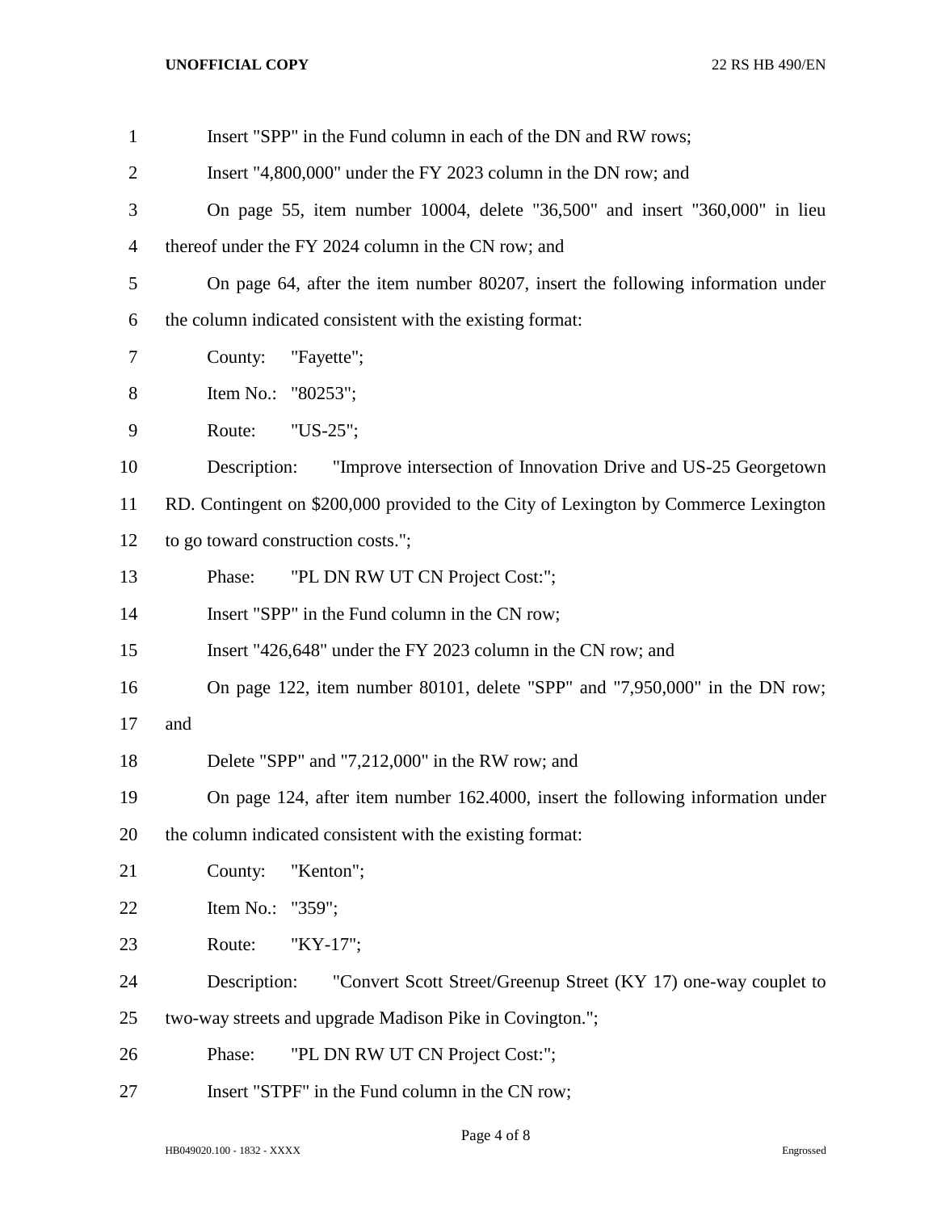Insert "SPP" in the Fund column in each of the DN and RW rows;

Insert "4,800,000" under the FY 2023 column in the DN row; and

On page 55, item number 10004, delete "36,500" and insert "360,000" in lieu thereof under the FY 2024 column in the CN row; and

On page 64, after the item number 80207, insert the following information under the column indicated consistent with the existing format:

County: "Fayette";

Item No.: "80253";

Route: "US-25";

Description: "Improve intersection of Innovation Drive and US-25 Georgetown RD. Contingent on $200,000 provided to the City of Lexington by Commerce Lexington to go toward construction costs.";

Phase: "PL DN RW UT CN Project Cost:";

Insert "SPP" in the Fund column in the CN row;

Insert "426,648" under the FY 2023 column in the CN row; and

On page 122, item number 80101, delete "SPP" and "7,950,000" in the DN row; and

Delete "SPP" and "7,212,000" in the RW row; and

On page 124, after item number 162.4000, insert the following information under the column indicated consistent with the existing format:

County: "Kenton";

Item No.: "359";

Route: "KY-17";

Description: "Convert Scott Street/Greenup Street (KY 17) one-way couplet to two-way streets and upgrade Madison Pike in Covington.";

Phase: "PL DN RW UT CN Project Cost:";

Insert "STPF" in the Fund column in the CN row;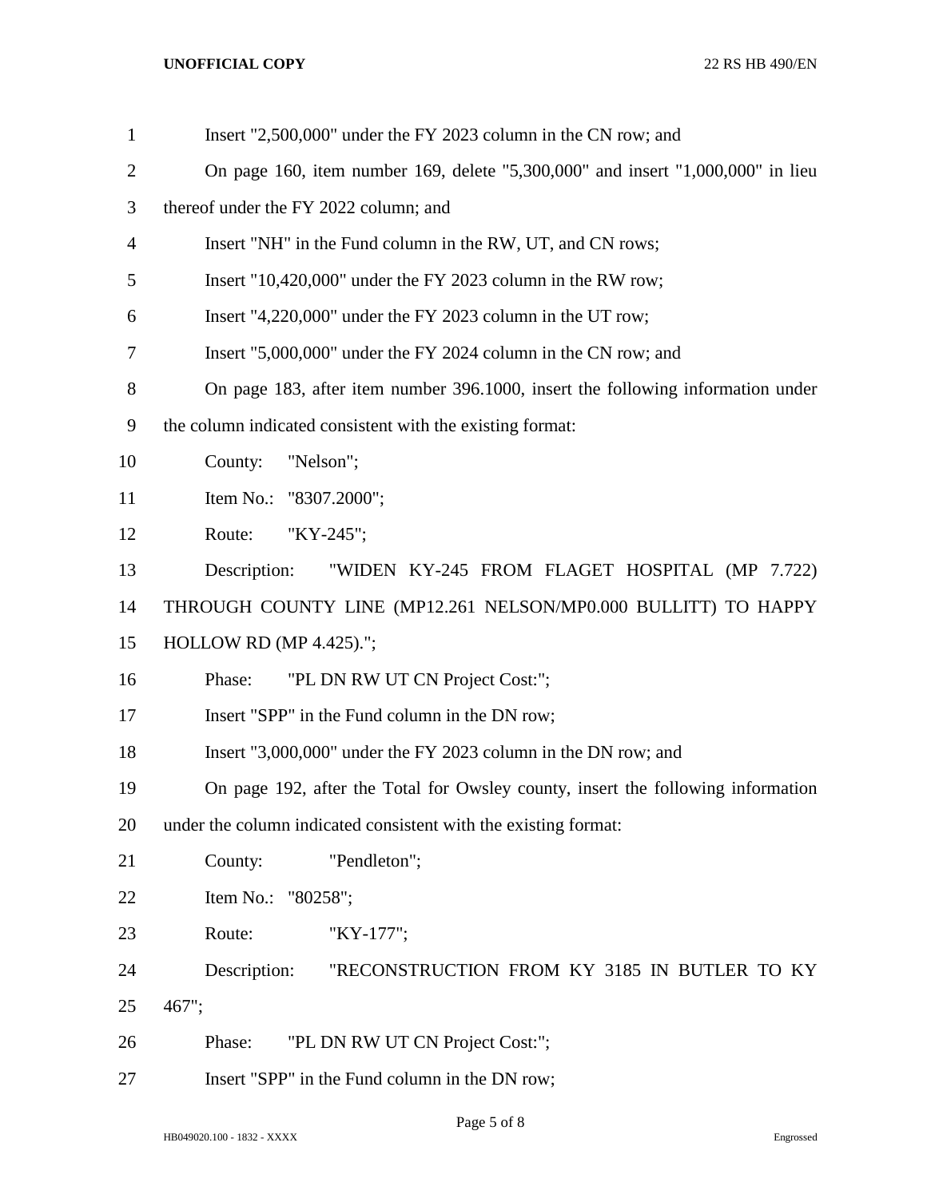Insert "2,500,000" under the FY 2023 column in the CN row; and

On page 160, item number 169, delete "5,300,000" and insert "1,000,000" in lieu thereof under the FY 2022 column; and

Insert "NH" in the Fund column in the RW, UT, and CN rows;

Insert "10,420,000" under the FY 2023 column in the RW row;

Insert "4,220,000" under the FY 2023 column in the UT row;

Insert "5,000,000" under the FY 2024 column in the CN row; and

On page 183, after item number 396.1000, insert the following information under the column indicated consistent with the existing format:

County: "Nelson";

Item No.: "8307.2000";

Route: "KY-245";

Description: "WIDEN KY-245 FROM FLAGET HOSPITAL (MP 7.722) THROUGH COUNTY LINE (MP12.261 NELSON/MP0.000 BULLITT) TO HAPPY HOLLOW RD (MP 4.425).";

Phase: "PL DN RW UT CN Project Cost:";

Insert "SPP" in the Fund column in the DN row;

Insert "3,000,000" under the FY 2023 column in the DN row; and

On page 192, after the Total for Owsley county, insert the following information under the column indicated consistent with the existing format:

County: "Pendleton";

Item No.: "80258";

Route: "KY-177";

Description: "RECONSTRUCTION FROM KY 3185 IN BUTLER TO KY 467";

Phase: "PL DN RW UT CN Project Cost:";

Insert "SPP" in the Fund column in the DN row;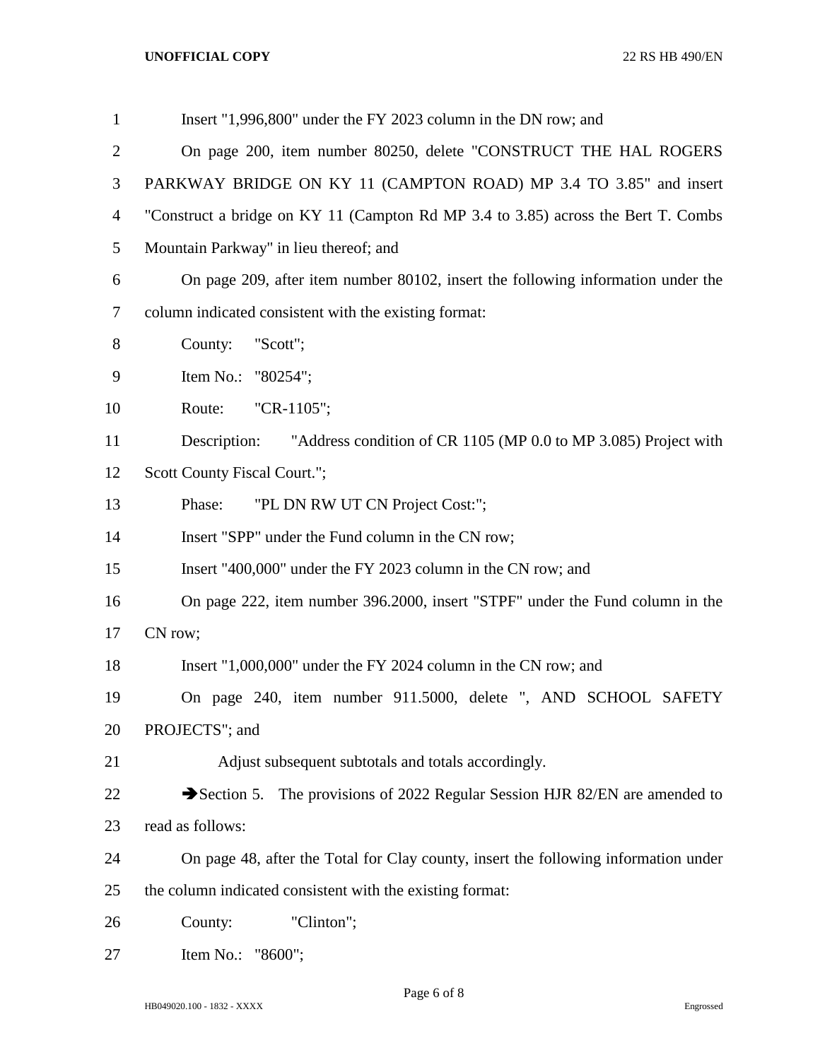Insert "1,996,800" under the FY 2023 column in the DN row; and

On page 200, item number 80250, delete "CONSTRUCT THE HAL ROGERS PARKWAY BRIDGE ON KY 11 (CAMPTON ROAD) MP 3.4 TO 3.85" and insert "Construct a bridge on KY 11 (Campton Rd MP 3.4 to 3.85) across the Bert T. Combs Mountain Parkway" in lieu thereof; and

On page 209, after item number 80102, insert the following information under the column indicated consistent with the existing format:

County: "Scott";

Item No.: "80254";

Route: "CR-1105";

Description: "Address condition of CR 1105 (MP 0.0 to MP 3.085) Project with Scott County Fiscal Court.";

Phase: "PL DN RW UT CN Project Cost:";

Insert "SPP" under the Fund column in the CN row;

Insert "400,000" under the FY 2023 column in the CN row; and

On page 222, item number 396.2000, insert "STPF" under the Fund column in the CN row;

Insert "1,000,000" under the FY 2024 column in the CN row; and

On page 240, item number 911.5000, delete ", AND SCHOOL SAFETY PROJECTS"; and

Adjust subsequent subtotals and totals accordingly.

➔Section 5. The provisions of 2022 Regular Session HJR 82/EN are amended to read as follows:

On page 48, after the Total for Clay county, insert the following information under the column indicated consistent with the existing format:

County: "Clinton";

Item No.: "8600";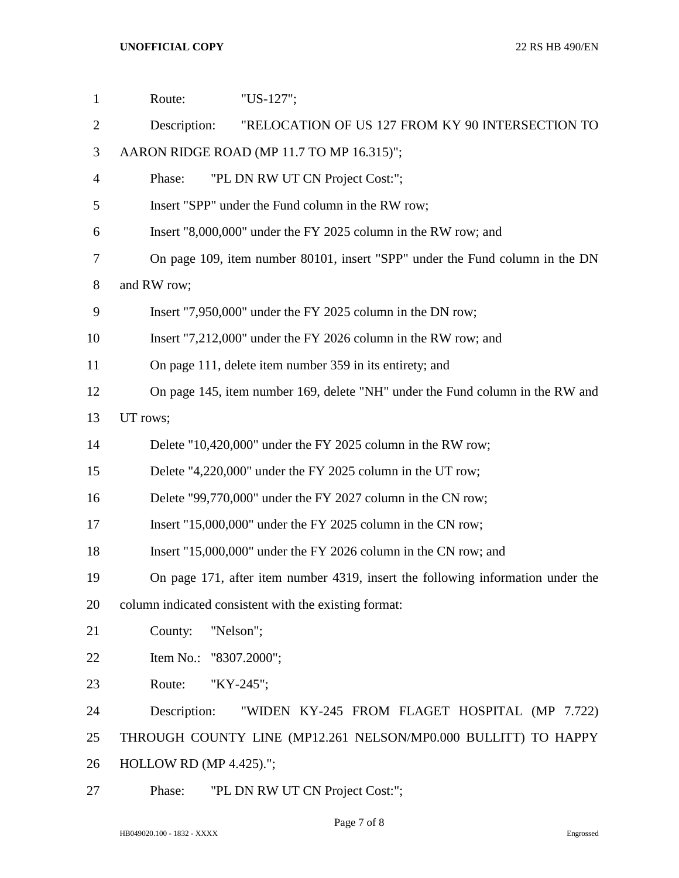Route: "US-127";

Description: "RELOCATION OF US 127 FROM KY 90 INTERSECTION TO AARON RIDGE ROAD (MP 11.7 TO MP 16.315)";

Phase: "PL DN RW UT CN Project Cost:";

Insert "SPP" under the Fund column in the RW row;

Insert "8,000,000" under the FY 2025 column in the RW row; and

On page 109, item number 80101, insert "SPP" under the Fund column in the DN and RW row;

Insert "7,950,000" under the FY 2025 column in the DN row;

Insert "7,212,000" under the FY 2026 column in the RW row; and

On page 111, delete item number 359 in its entirety; and

On page 145, item number 169, delete "NH" under the Fund column in the RW and UT rows;

Delete "10,420,000" under the FY 2025 column in the RW row;

Delete "4,220,000" under the FY 2025 column in the UT row;

Delete "99,770,000" under the FY 2027 column in the CN row;

Insert "15,000,000" under the FY 2025 column in the CN row;

Insert "15,000,000" under the FY 2026 column in the CN row; and

On page 171, after item number 4319, insert the following information under the column indicated consistent with the existing format:

County: "Nelson";

Item No.: "8307.2000";

Route: "KY-245";

Description: "WIDEN KY-245 FROM FLAGET HOSPITAL (MP 7.722) THROUGH COUNTY LINE (MP12.261 NELSON/MP0.000 BULLITT) TO HAPPY HOLLOW RD (MP 4.425).";

Phase: "PL DN RW UT CN Project Cost:";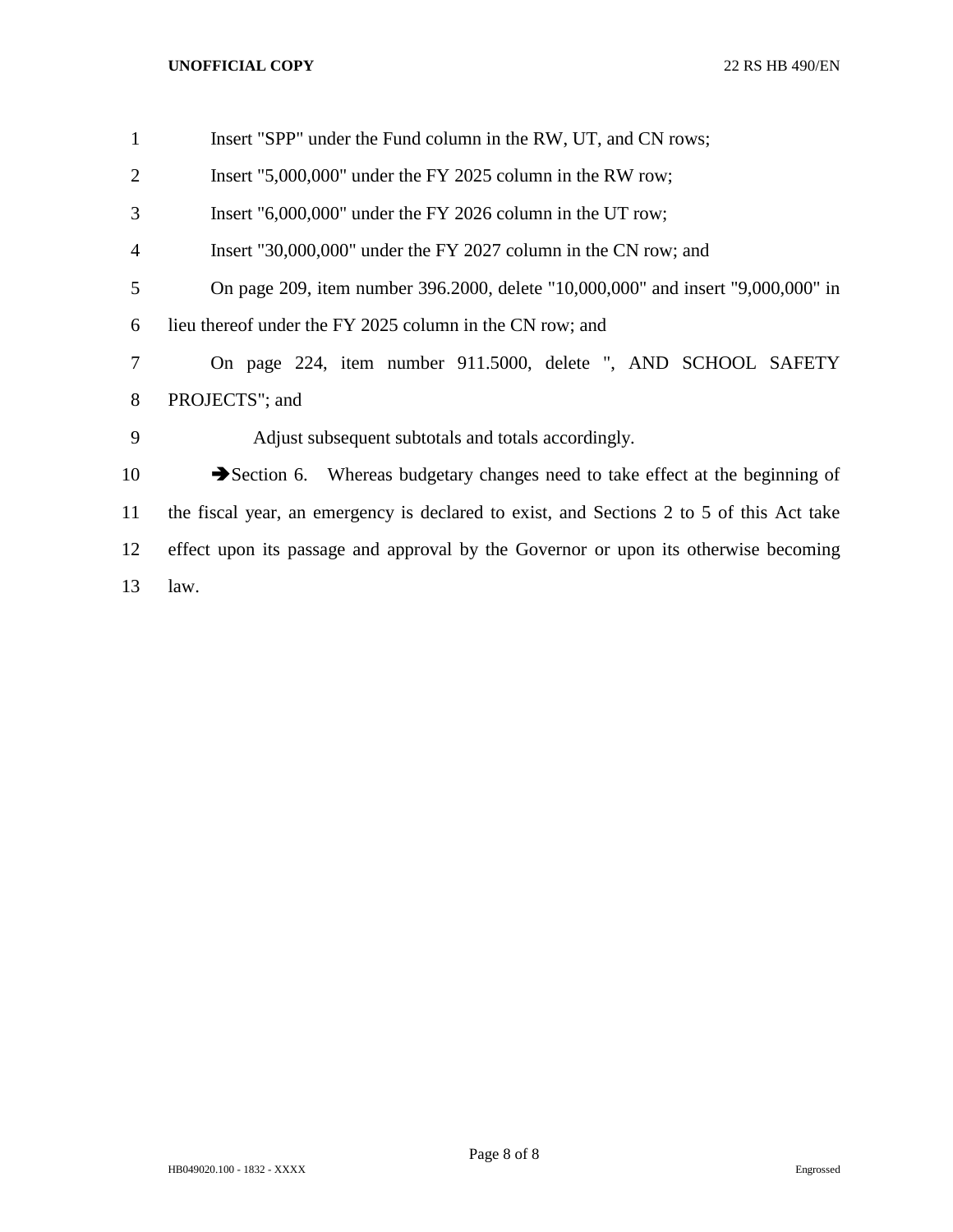Insert "SPP" under the Fund column in the RW, UT, and CN rows;

Insert "5,000,000" under the FY 2025 column in the RW row;

Insert "6,000,000" under the FY 2026 column in the UT row;

Insert "30,000,000" under the FY 2027 column in the CN row; and

On page 209, item number 396.2000, delete "10,000,000" and insert "9,000,000" in lieu thereof under the FY 2025 column in the CN row; and

On page 224, item number 911.5000, delete ", AND SCHOOL SAFETY PROJECTS"; and

Adjust subsequent subtotals and totals accordingly.

➔Section 6. Whereas budgetary changes need to take effect at the beginning of the fiscal year, an emergency is declared to exist, and Sections 2 to 5 of this Act take effect upon its passage and approval by the Governor or upon its otherwise becoming law.